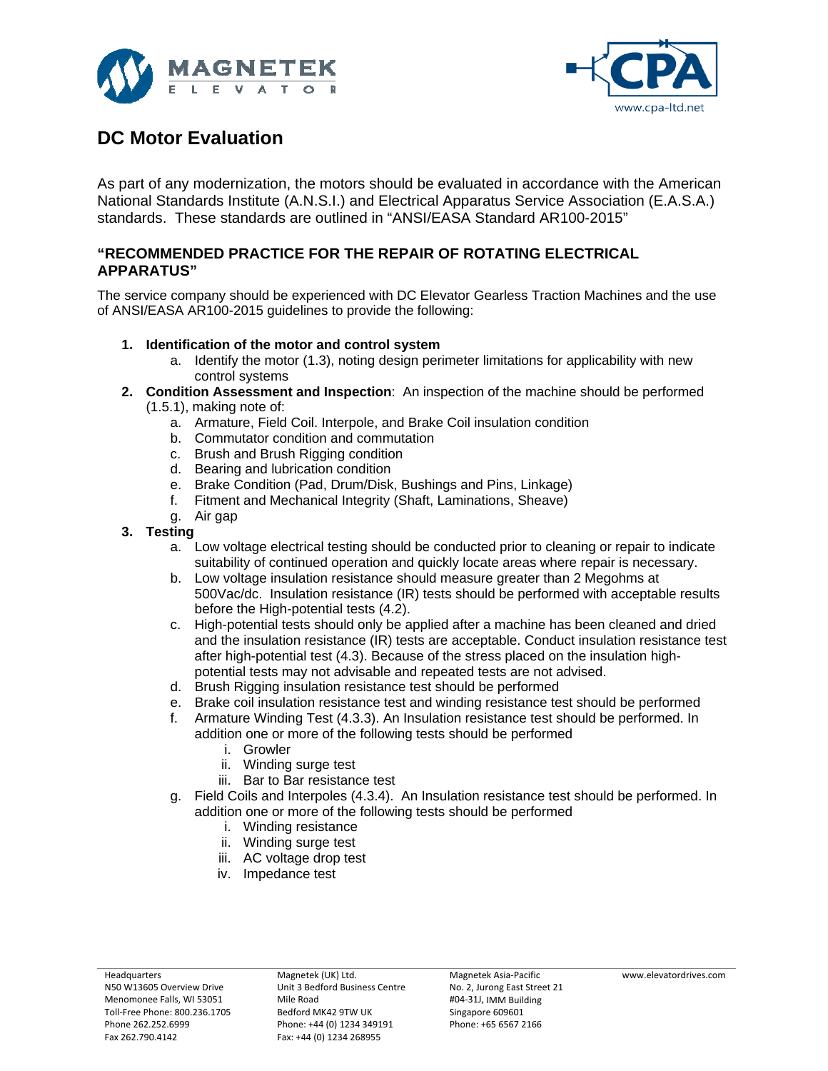# DC Motor Evaluation

As part of any modernization, the motors should be evaluated in accordance with the American National Standards Institute (A.N.S.I.) and Electrical Apparatus Service Association (E.A.S.A.) standards. These standards are outlined in "ANSI/EASA Standard AR100-2015"

### "RECOMMENDED PRACTICE FOR THE REPAIR OF ROTATING ELECTRICAL APPARATUS"

The service company should be experienced with DC Elevator Gearless Traction Machines and the use of ANSI/EASA AR100-2015 guidelines to provide the following:

1. **Identification of the motor and control system**
    a. Identify the motor (1.3), noting design perimeter limitations for applicability with new control systems
2. **Condition Assessment and Inspection**: An inspection of the machine should be performed (1.5.1), making note of:
    a. Armature, Field Coil. Interpole, and Brake Coil insulation condition
    b. Commutator condition and commutation
    c. Brush and Brush Rigging condition
    d. Bearing and lubrication condition
    e. Brake Condition (Pad, Drum/Disk, Bushings and Pins, Linkage)
    f. Fitment and Mechanical Integrity (Shaft, Laminations, Sheave)
    g. Air gap
3. **Testing**
    a. Low voltage electrical testing should be conducted prior to cleaning or repair to indicate suitability of continued operation and quickly locate areas where repair is necessary.
    b. Low voltage insulation resistance should measure greater than 2 Megohms at 500Vac/dc. Insulation resistance (IR) tests should be performed with acceptable results before the High-potential tests (4.2).
    c. High-potential tests should only be applied after a machine has been cleaned and dried and the insulation resistance (IR) tests are acceptable. Conduct insulation resistance test after high-potential test (4.3). Because of the stress placed on the insulation high-potential tests may not advisable and repeated tests are not advised.
    d. Brush Rigging insulation resistance test should be performed
    e. Brake coil insulation resistance test and winding resistance test should be performed
    f. Armature Winding Test (4.3.3). An Insulation resistance test should be performed. In addition one or more of the following tests should be performed
        i. Growler
        ii. Winding surge test
        iii. Bar to Bar resistance test
    g. Field Coils and Interpoles (4.3.4). An Insulation resistance test should be performed. In addition one or more of the following tests should be performed
        i. Winding resistance
        ii. Winding surge test
        iii. AC voltage drop test
        iv. Impedance test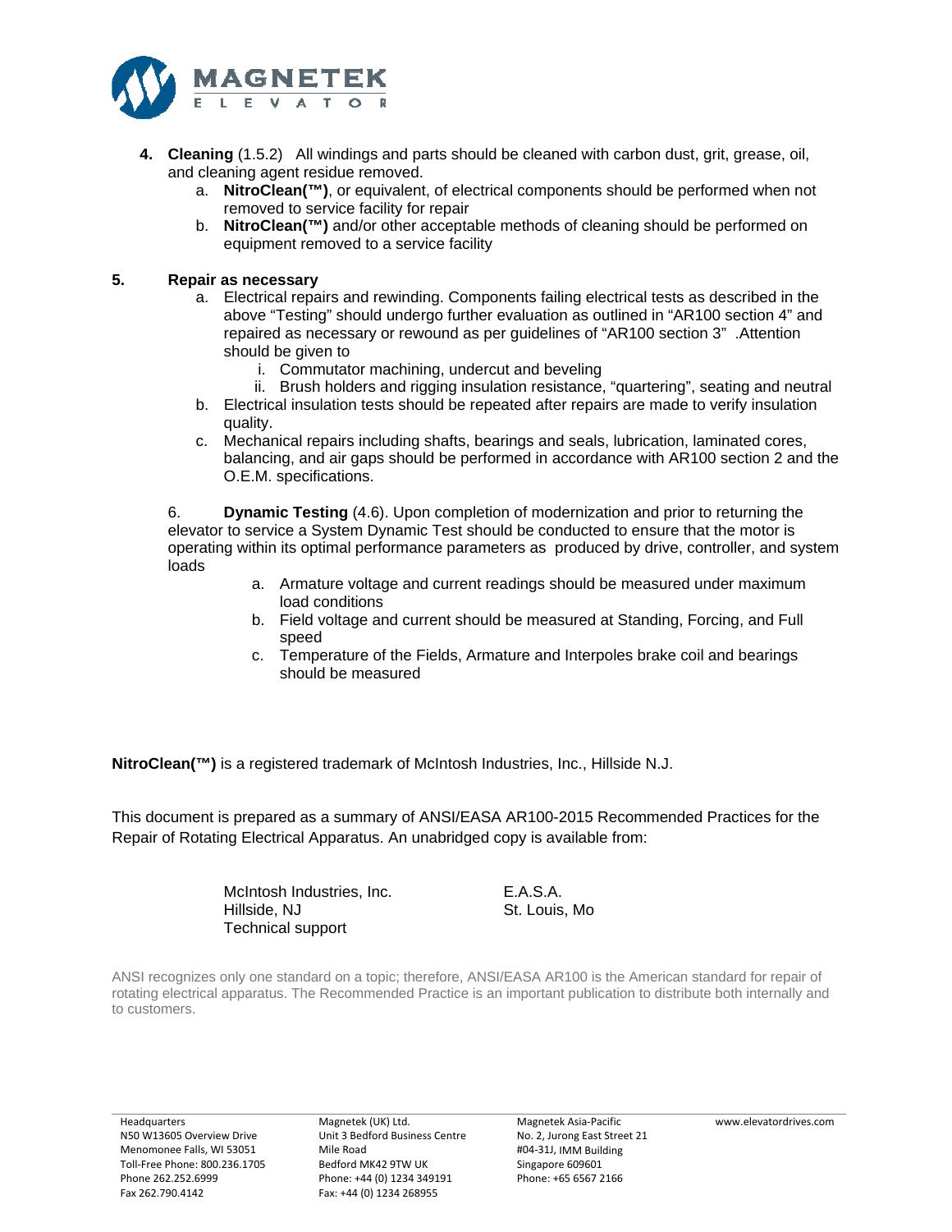4. **Cleaning** (1.5.2) All windings and parts should be cleaned with carbon dust, grit, grease, oil, and cleaning agent residue removed.
   a. **NitroClean(™)**, or equivalent, of electrical components should be performed when not removed to service facility for repair
   b. **NitroClean(™)** and/or other acceptable methods of cleaning should be performed on equipment removed to a service facility

5. **Repair as necessary**
   a. Electrical repairs and rewinding. Components failing electrical tests as described in the above "Testing" should undergo further evaluation as outlined in "AR100 section 4" and repaired as necessary or rewound as per guidelines of "AR100 section 3" .Attention should be given to
      i. Commutator machining, undercut and beveling
      ii. Brush holders and rigging insulation resistance, "quartering", seating and neutral
   b. Electrical insulation tests should be repeated after repairs are made to verify insulation quality.
   c. Mechanical repairs including shafts, bearings and seals, lubrication, laminated cores, balancing, and air gaps should be performed in accordance with AR100 section 2 and the O.E.M. specifications.

6. **Dynamic Testing** (4.6). Upon completion of modernization and prior to returning the elevator to service a System Dynamic Test should be conducted to ensure that the motor is operating within its optimal performance parameters as produced by drive, controller, and system loads
   a. Armature voltage and current readings should be measured under maximum load conditions
   b. Field voltage and current should be measured at Standing, Forcing, and Full speed
   c. Temperature of the Fields, Armature and Interpoles brake coil and bearings should be measured

**NitroClean(™)** is a registered trademark of McIntosh Industries, Inc., Hillside N.J.

This document is prepared as a summary of ANSI/EASA AR100-2015 Recommended Practices for the Repair of Rotating Electrical Apparatus. An unabridged copy is available from:

McIntosh Industries, Inc.
Hillside, NJ
Technical support

E.A.S.A.
St. Louis, Mo

ANSI recognizes only one standard on a topic; therefore, ANSI/EASA AR100 is the American standard for repair of rotating electrical apparatus. The Recommended Practice is an important publication to distribute both internally and to customers.